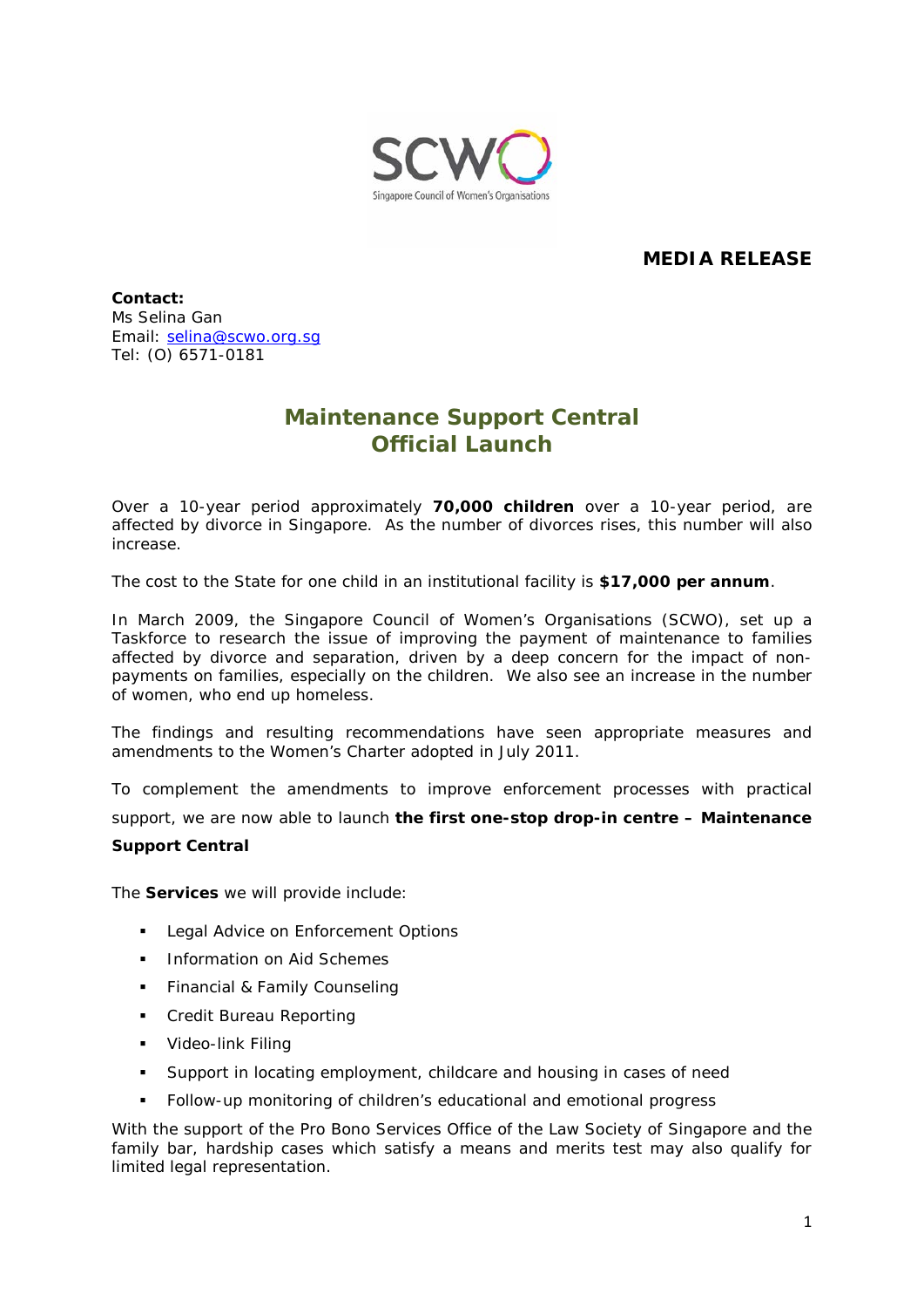**MEDIA RELEASE**

**Contact:**
Ms Selina Gan
Email: selina@scwo.org.sg
Tel: (O) 6571-0181

# Maintenance Support Central
# Official Launch

Over a 10-year period approximately **70,000 children** over a 10-year period, are affected by divorce in Singapore. As the number of divorces rises, this number will also increase.

The cost to the State for one child in an institutional facility is **$17,000 per annum**.

In March 2009, the Singapore Council of Women's Organisations (SCWO), set up a Taskforce to research the issue of improving the payment of maintenance to families affected by divorce and separation, driven by a deep concern for the impact of non-payments on families, especially on the children. We also see an increase in the number of women, who end up homeless.

The findings and resulting recommendations have seen appropriate measures and amendments to the Women's Charter adopted in July 2011.

To complement the amendments to improve enforcement processes with practical support, we are now able to launch **the first one-stop drop-in centre – Maintenance Support Central**

The **Services** we will provide include:

- Legal Advice on Enforcement Options
- Information on Aid Schemes
- Financial & Family Counseling
- Credit Bureau Reporting
- Video-link Filing
- Support in locating employment, childcare and housing in cases of need
- Follow-up monitoring of children's educational and emotional progress

With the support of the Pro Bono Services Office of the Law Society of Singapore and the family bar, hardship cases which satisfy a means and merits test may also qualify for limited legal representation.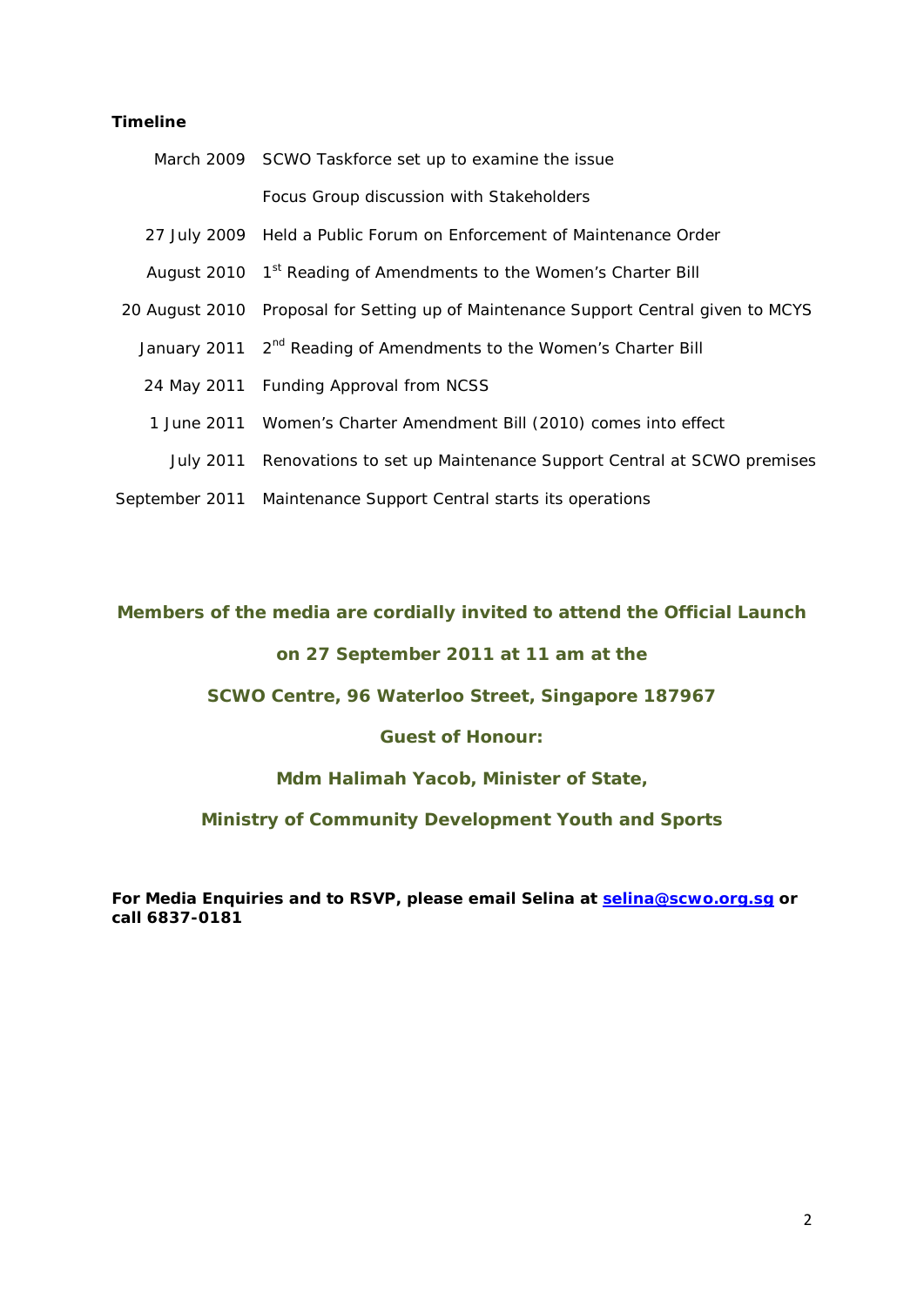**Timeline**

| | |
|---|---|
| March 2009 | SCWO Taskforce set up to examine the issue |
| | Focus Group discussion with Stakeholders |
| 27 July 2009 | Held a Public Forum on Enforcement of Maintenance Order |
| August 2010 | 1st Reading of Amendments to the Women's Charter Bill |
| 20 August 2010 | Proposal for Setting up of Maintenance Support Central given to MCYS |
| January 2011 | 2nd Reading of Amendments to the Women's Charter Bill |
| 24 May 2011 | Funding Approval from NCSS |
| 1 June 2011 | Women's Charter Amendment Bill (2010) comes into effect |
| July 2011 | Renovations to set up Maintenance Support Central at SCWO premises |
| September 2011 | Maintenance Support Central starts its operations |

**Members of the media are cordially invited to attend the Official Launch**

**on 27 September 2011 at 11 am at the**

**SCWO Centre, 96 Waterloo Street, Singapore 187967**

**Guest of Honour:**

**Mdm Halimah Yacob, Minister of State,**

**Ministry of Community Development Youth and Sports**

**For Media Enquiries and to RSVP, please email Selina at selina@scwo.org.sg or call 6837-0181**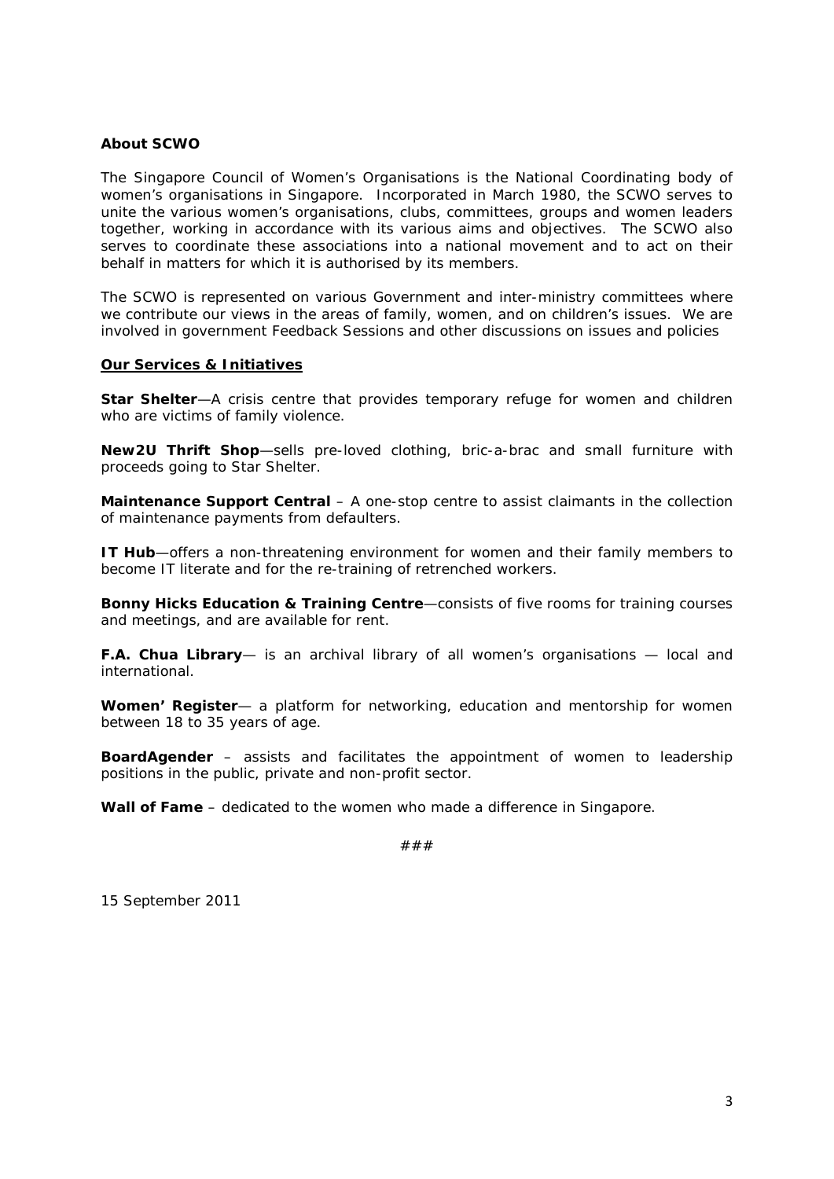**About SCWO**

The Singapore Council of Women's Organisations is the National Coordinating body of women's organisations in Singapore. Incorporated in March 1980, the SCWO serves to unite the various women's organisations, clubs, committees, groups and women leaders together, working in accordance with its various aims and objectives. The SCWO also serves to coordinate these associations into a national movement and to act on their behalf in matters for which it is authorised by its members.

The SCWO is represented on various Government and inter-ministry committees where we contribute our views in the areas of family, women, and on children's issues. We are involved in government Feedback Sessions and other discussions on issues and policies

**Our Services & Initiatives**

**Star Shelter**—A crisis centre that provides temporary refuge for women and children who are victims of family violence.

**New2U Thrift Shop**—sells pre-loved clothing, bric-a-brac and small furniture with proceeds going to Star Shelter.

**Maintenance Support Central** – A one-stop centre to assist claimants in the collection of maintenance payments from defaulters.

**IT Hub**—offers a non-threatening environment for women and their family members to become IT literate and for the re-training of retrenched workers.

**Bonny Hicks Education & Training Centre**—consists of five rooms for training courses and meetings, and are available for rent.

**F.A. Chua Library**— is an archival library of all women's organisations — local and international.

**Women' Register**— a platform for networking, education and mentorship for women between 18 to 35 years of age.

**BoardAgender** – assists and facilitates the appointment of women to leadership positions in the public, private and non-profit sector.

**Wall of Fame** – dedicated to the women who made a difference in Singapore.

###

15 September 2011